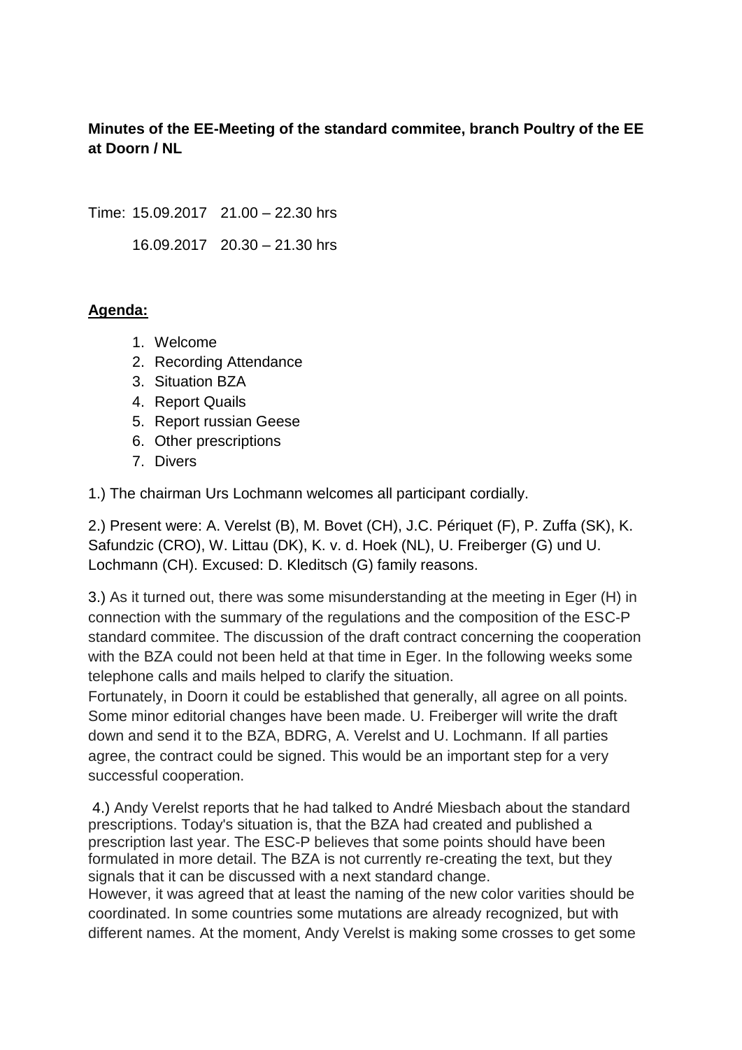**Minutes of the EE-Meeting of the standard commitee, branch Poultry of the EE at Doorn / NL**

Time: 15.09.2017 21.00 – 22.30 hrs

16.09.2017 20.30 – 21.30 hrs

**Agenda:**

1. Welcome
2. Recording Attendance
3. Situation BZA
4. Report Quails
5. Report russian Geese
6. Other prescriptions
7. Divers

1.) The chairman Urs Lochmann welcomes all participant cordially.

2.) Present were: A. Verelst (B), M. Bovet (CH), J.C. Périquet (F), P. Zuffa (SK), K. Safundzic (CRO), W. Littau (DK), K. v. d. Hoek (NL), U. Freiberger (G) und U. Lochmann (CH). Excused: D. Kleditsch (G) family reasons.

3.) As it turned out, there was some misunderstanding at the meeting in Eger (H) in connection with the summary of the regulations and the composition of the ESC-P standard commitee. The discussion of the draft contract concerning the cooperation with the BZA could not been held at that time in Eger. In the following weeks some telephone calls and mails helped to clarify the situation.
Fortunately, in Doorn it could be established that generally, all agree on all points. Some minor editorial changes have been made. U. Freiberger will write the draft down and send it to the BZA, BDRG, A. Verelst and U. Lochmann. If all parties agree, the contract could be signed. This would be an important step for a very successful cooperation.

4.) Andy Verelst reports that he had talked to André Miesbach about the standard prescriptions. Today's situation is, that the BZA had created and published a prescription last year. The ESC-P believes that some points should have been formulated in more detail. The BZA is not currently re-creating the text, but they signals that it can be discussed with a next standard change.
However, it was agreed that at least the naming of the new color varities should be coordinated. In some countries some mutations are already recognized, but with different names. At the moment, Andy Verelst is making some crosses to get some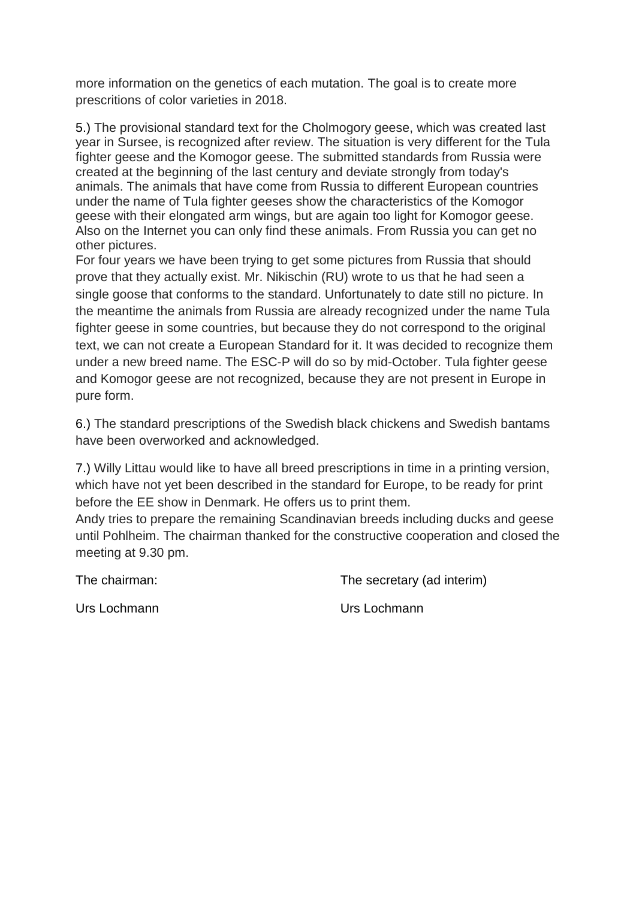more information on the genetics of each mutation. The goal is to create more prescritions of color varieties in 2018.

5.) The provisional standard text for the Cholmogory geese, which was created last year in Sursee, is recognized after review. The situation is very different for the Tula fighter geese and the Komogor geese. The submitted standards from Russia were created at the beginning of the last century and deviate strongly from today's animals. The animals that have come from Russia to different European countries under the name of Tula fighter geeses show the characteristics of the Komogor geese with their elongated arm wings, but are again too light for Komogor geese. Also on the Internet you can only find these animals. From Russia you can get no other pictures.
For four years we have been trying to get some pictures from Russia that should prove that they actually exist. Mr. Nikischin (RU) wrote to us that he had seen a single goose that conforms to the standard. Unfortunately to date still no picture. In the meantime the animals from Russia are already recognized under the name Tula fighter geese in some countries, but because they do not correspond to the original text, we can not create a European Standard for it. It was decided to recognize them under a new breed name. The ESC-P will do so by mid-October. Tula fighter geese and Komogor geese are not recognized, because they are not present in Europe in pure form.

6.) The standard prescriptions of the Swedish black chickens and Swedish bantams have been overworked and acknowledged.

7.) Willy Littau would like to have all breed prescriptions in time in a printing version, which have not yet been described in the standard for Europe, to be ready for print before the EE show in Denmark. He offers us to print them.
Andy tries to prepare the remaining Scandinavian breeds including ducks and geese until Pohlheim. The chairman thanked for the constructive cooperation and closed the meeting at 9.30 pm.

| | |
|---|---|
| The chairman: | The secretary (ad interim) |
| Urs Lochmann | Urs Lochmann |